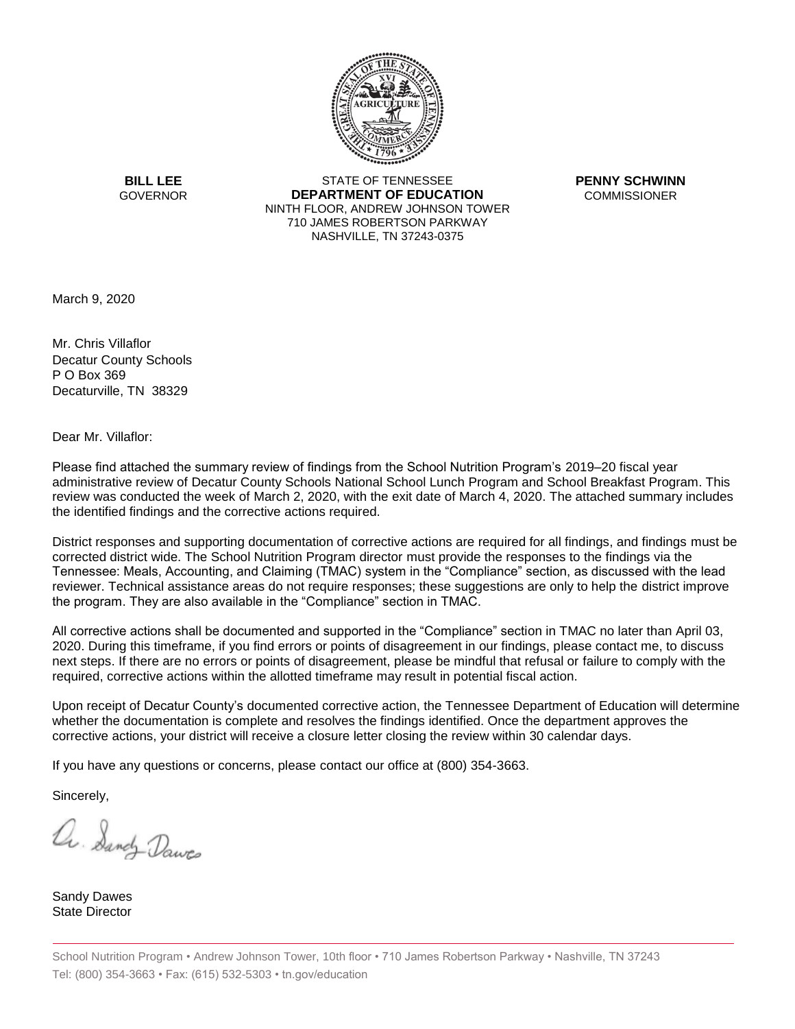**BILL LEE**
GOVERNOR

STATE OF TENNESSEE
**DEPARTMENT OF EDUCATION**
NINTH FLOOR, ANDREW JOHNSON TOWER
710 JAMES ROBERTSON PARKWAY
NASHVILLE, TN 37243-0375

**PENNY SCHWINN**
COMMISSIONER

March 9, 2020

Mr. Chris Villaflor
Decatur County Schools
P O Box 369
Decaturville, TN 38329

Dear Mr. Villaflor:

Please find attached the summary review of findings from the School Nutrition Program's 2019–20 fiscal year administrative review of Decatur County Schools National School Lunch Program and School Breakfast Program. This review was conducted the week of March 2, 2020, with the exit date of March 4, 2020. The attached summary includes the identified findings and the corrective actions required.

District responses and supporting documentation of corrective actions are required for all findings, and findings must be corrected district wide. The School Nutrition Program director must provide the responses to the findings via the Tennessee: Meals, Accounting, and Claiming (TMAC) system in the "Compliance" section, as discussed with the lead reviewer. Technical assistance areas do not require responses; these suggestions are only to help the district improve the program. They are also available in the "Compliance" section in TMAC.

All corrective actions shall be documented and supported in the "Compliance" section in TMAC no later than April 03, 2020. During this timeframe, if you find errors or points of disagreement in our findings, please contact me, to discuss next steps. If there are no errors or points of disagreement, please be mindful that refusal or failure to comply with the required, corrective actions within the allotted timeframe may result in potential fiscal action.

Upon receipt of Decatur County's documented corrective action, the Tennessee Department of Education will determine whether the documentation is complete and resolves the findings identified. Once the department approves the corrective actions, your district will receive a closure letter closing the review within 30 calendar days.

If you have any questions or concerns, please contact our office at (800) 354-3663.

Sincerely,

Sandy Dawes
State Director

School Nutrition Program • Andrew Johnson Tower, 10th floor • 710 James Robertson Parkway • Nashville, TN 37243
Tel: (800) 354-3663 • Fax: (615) 532-5303 • tn.gov/education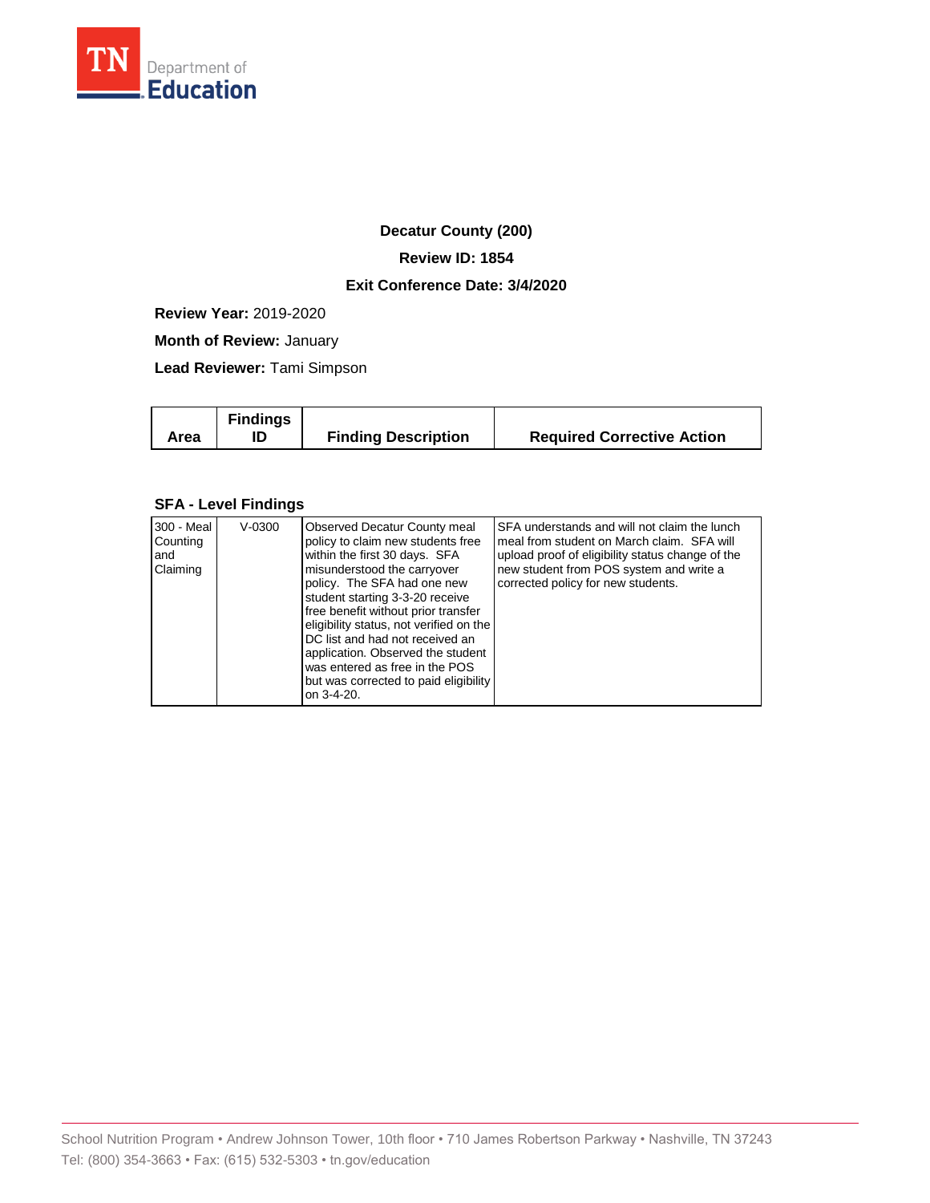**Decatur County (200)**

**Review ID: 1854**

**Exit Conference Date: 3/4/2020**

**Review Year:** 2019-2020

**Month of Review:** January

**Lead Reviewer:** Tami Simpson

### SFA - Level Findings

| Area | Findings ID | Finding Description | Required Corrective Action |
|---|---|---|---|
| 300 - Meal Counting and Claiming | V-0300 | Observed Decatur County meal policy to claim new students free within the first 30 days. SFA misunderstood the carryover policy. The SFA had one new student starting 3-3-20 receive free benefit without prior transfer eligibility status, not verified on the DC list and had not received an application. Observed the student was entered as free in the POS but was corrected to paid eligibility on 3-4-20. | SFA understands and will not claim the lunch meal from student on March claim. SFA will upload proof of eligibility status change of the new student from POS system and write a corrected policy for new students. |